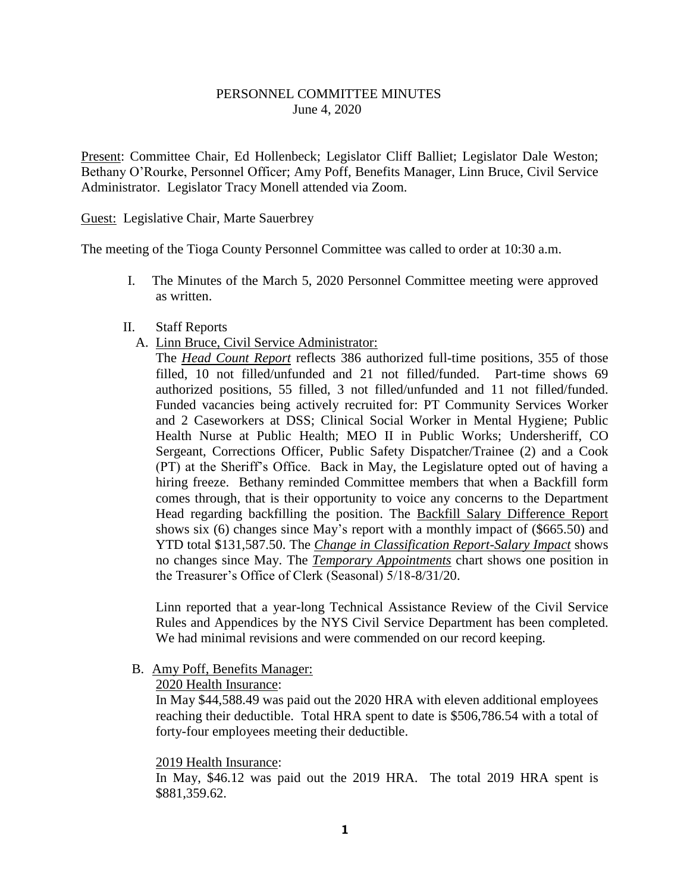# PERSONNEL COMMITTEE MINUTES
June 4, 2020

Present: Committee Chair, Ed Hollenbeck; Legislator Cliff Balliet; Legislator Dale Weston; Bethany O'Rourke, Personnel Officer; Amy Poff, Benefits Manager, Linn Bruce, Civil Service Administrator. Legislator Tracy Monell attended via Zoom.

Guest: Legislative Chair, Marte Sauerbrey

The meeting of the Tioga County Personnel Committee was called to order at 10:30 a.m.

I. The Minutes of the March 5, 2020 Personnel Committee meeting were approved as written.

II. Staff Reports

A. Linn Bruce, Civil Service Administrator:

The ***Head Count Report*** reflects 386 authorized full-time positions, 355 of those filled, 10 not filled/unfunded and 21 not filled/funded. Part-time shows 69 authorized positions, 55 filled, 3 not filled/unfunded and 11 not filled/funded. Funded vacancies being actively recruited for: PT Community Services Worker and 2 Caseworkers at DSS; Clinical Social Worker in Mental Hygiene; Public Health Nurse at Public Health; MEO II in Public Works; Undersheriff, CO Sergeant, Corrections Officer, Public Safety Dispatcher/Trainee (2) and a Cook (PT) at the Sheriff's Office. Back in May, the Legislature opted out of having a hiring freeze. Bethany reminded Committee members that when a Backfill form comes through, that is their opportunity to voice any concerns to the Department Head regarding backfilling the position. The Backfill Salary Difference Report shows six (6) changes since May's report with a monthly impact of ($665.50) and YTD total $131,587.50. The ***Change in Classification Report-Salary Impact*** shows no changes since May. The ***Temporary Appointments*** chart shows one position in the Treasurer's Office of Clerk (Seasonal) 5/18-8/31/20.

Linn reported that a year-long Technical Assistance Review of the Civil Service Rules and Appendices by the NYS Civil Service Department has been completed. We had minimal revisions and were commended on our record keeping.

B. Amy Poff, Benefits Manager:

2020 Health Insurance:

In May $44,588.49 was paid out the 2020 HRA with eleven additional employees reaching their deductible. Total HRA spent to date is $506,786.54 with a total of forty-four employees meeting their deductible.

2019 Health Insurance:

In May, $46.12 was paid out the 2019 HRA. The total 2019 HRA spent is $881,359.62.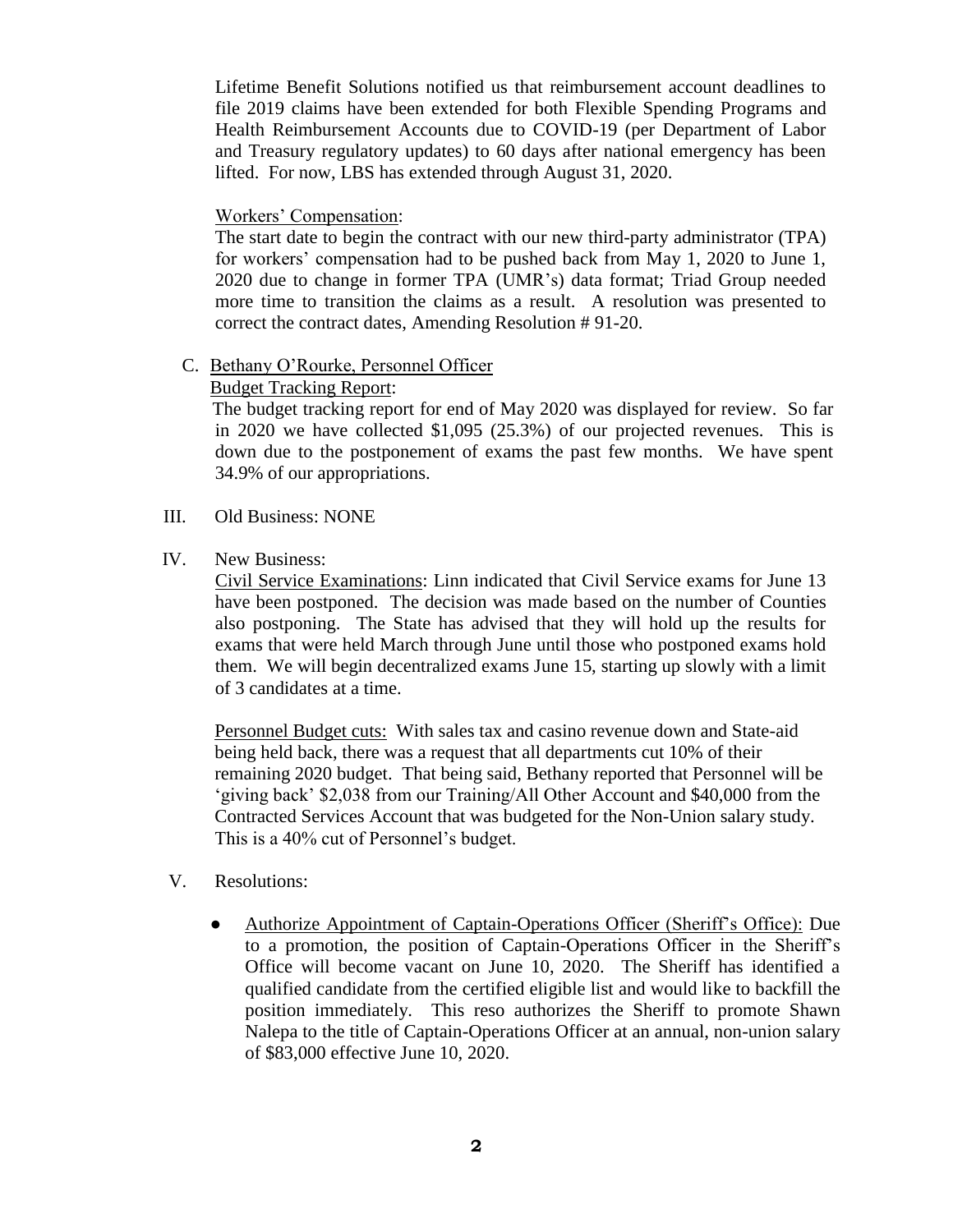Lifetime Benefit Solutions notified us that reimbursement account deadlines to file 2019 claims have been extended for both Flexible Spending Programs and Health Reimbursement Accounts due to COVID-19 (per Department of Labor and Treasury regulatory updates) to 60 days after national emergency has been lifted. For now, LBS has extended through August 31, 2020.

Workers' Compensation:

The start date to begin the contract with our new third-party administrator (TPA) for workers' compensation had to be pushed back from May 1, 2020 to June 1, 2020 due to change in former TPA (UMR's) data format; Triad Group needed more time to transition the claims as a result. A resolution was presented to correct the contract dates, Amending Resolution # 91-20.

C. Bethany O'Rourke, Personnel Officer

Budget Tracking Report:

The budget tracking report for end of May 2020 was displayed for review. So far in 2020 we have collected $1,095 (25.3%) of our projected revenues. This is down due to the postponement of exams the past few months. We have spent 34.9% of our appropriations.

III. Old Business: NONE

IV. New Business:

Civil Service Examinations: Linn indicated that Civil Service exams for June 13 have been postponed. The decision was made based on the number of Counties also postponing. The State has advised that they will hold up the results for exams that were held March through June until those who postponed exams hold them. We will begin decentralized exams June 15, starting up slowly with a limit of 3 candidates at a time.

Personnel Budget cuts: With sales tax and casino revenue down and State-aid being held back, there was a request that all departments cut 10% of their remaining 2020 budget. That being said, Bethany reported that Personnel will be 'giving back' $2,038 from our Training/All Other Account and $40,000 from the Contracted Services Account that was budgeted for the Non-Union salary study. This is a 40% cut of Personnel's budget.

V. Resolutions:

- Authorize Appointment of Captain-Operations Officer (Sheriff's Office): Due to a promotion, the position of Captain-Operations Officer in the Sheriff's Office will become vacant on June 10, 2020. The Sheriff has identified a qualified candidate from the certified eligible list and would like to backfill the position immediately. This reso authorizes the Sheriff to promote Shawn Nalepa to the title of Captain-Operations Officer at an annual, non-union salary of $83,000 effective June 10, 2020.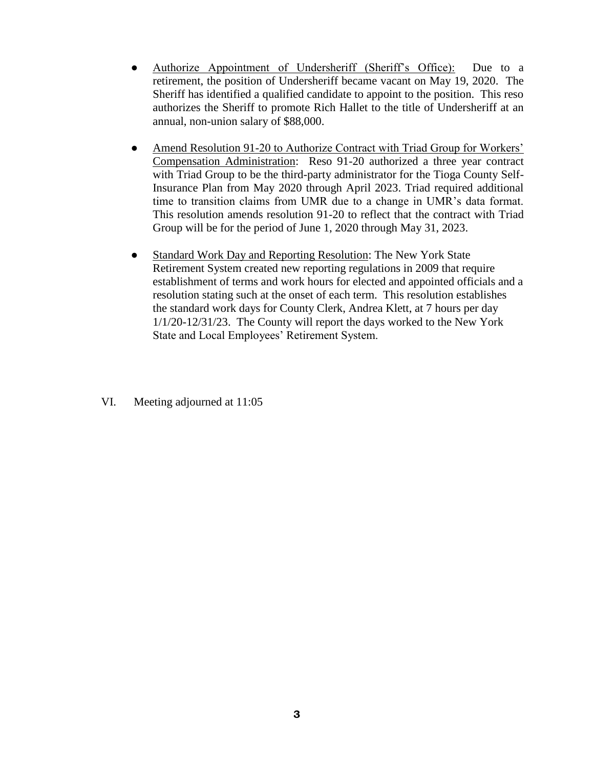- Authorize Appointment of Undersheriff (Sheriff's Office): Due to a retirement, the position of Undersheriff became vacant on May 19, 2020. The Sheriff has identified a qualified candidate to appoint to the position. This reso authorizes the Sheriff to promote Rich Hallet to the title of Undersheriff at an annual, non-union salary of $88,000.

- Amend Resolution 91-20 to Authorize Contract with Triad Group for Workers' Compensation Administration: Reso 91-20 authorized a three year contract with Triad Group to be the third-party administrator for the Tioga County Self-Insurance Plan from May 2020 through April 2023. Triad required additional time to transition claims from UMR due to a change in UMR's data format. This resolution amends resolution 91-20 to reflect that the contract with Triad Group will be for the period of June 1, 2020 through May 31, 2023.

- Standard Work Day and Reporting Resolution: The New York State Retirement System created new reporting regulations in 2009 that require establishment of terms and work hours for elected and appointed officials and a resolution stating such at the onset of each term. This resolution establishes the standard work days for County Clerk, Andrea Klett, at 7 hours per day 1/1/20-12/31/23. The County will report the days worked to the New York State and Local Employees' Retirement System.

VI. Meeting adjourned at 11:05